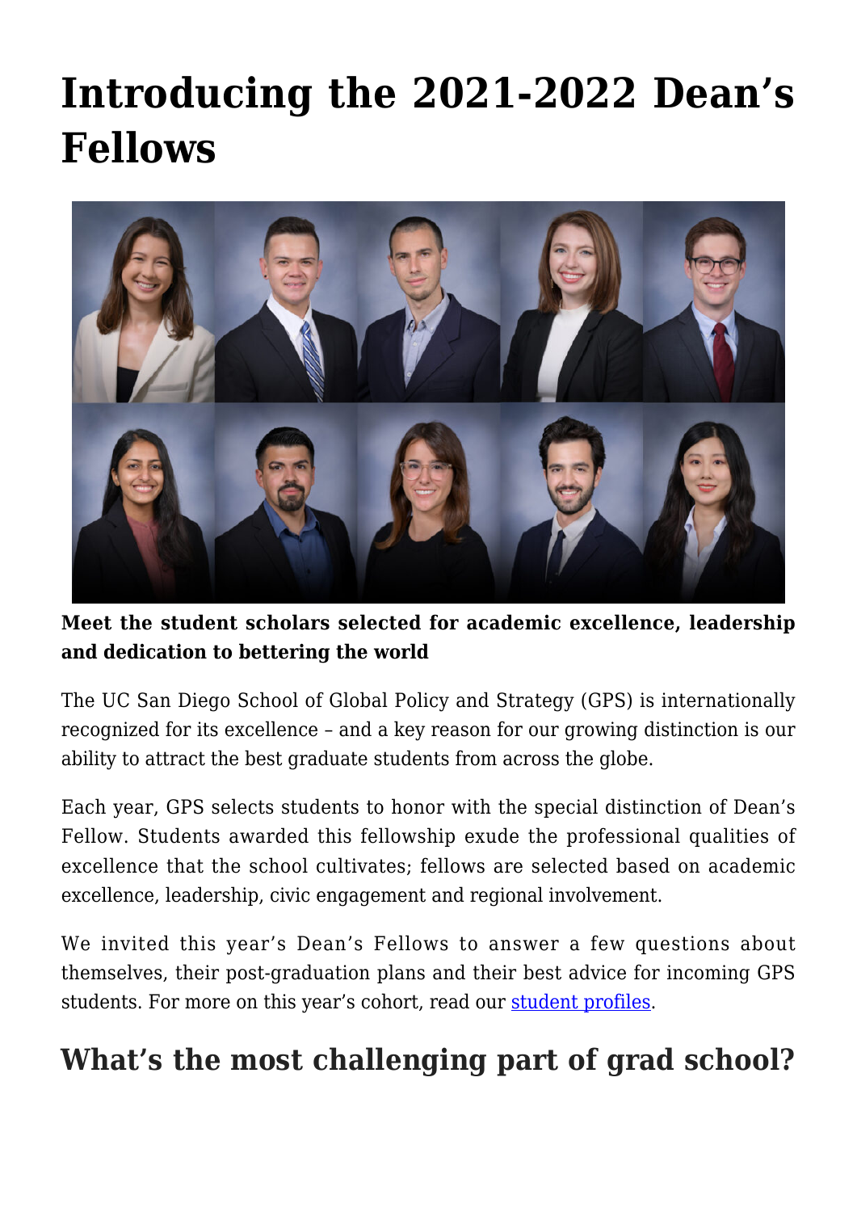# Introducing the 2021-2022 Dean's Fellows

**Meet the student scholars selected for academic excellence, leadership and dedication to bettering the world**

The UC San Diego School of Global Policy and Strategy (GPS) is internationally recognized for its excellence – and a key reason for our growing distinction is our ability to attract the best graduate students from across the globe.

Each year, GPS selects students to honor with the special distinction of Dean's Fellow. Students awarded this fellowship exude the professional qualities of excellence that the school cultivates; fellows are selected based on academic excellence, leadership, civic engagement and regional involvement.

We invited this year's Dean's Fellows to answer a few questions about themselves, their post-graduation plans and their best advice for incoming GPS students. For more on this year's cohort, read our student profiles.

## What's the most challenging part of grad school?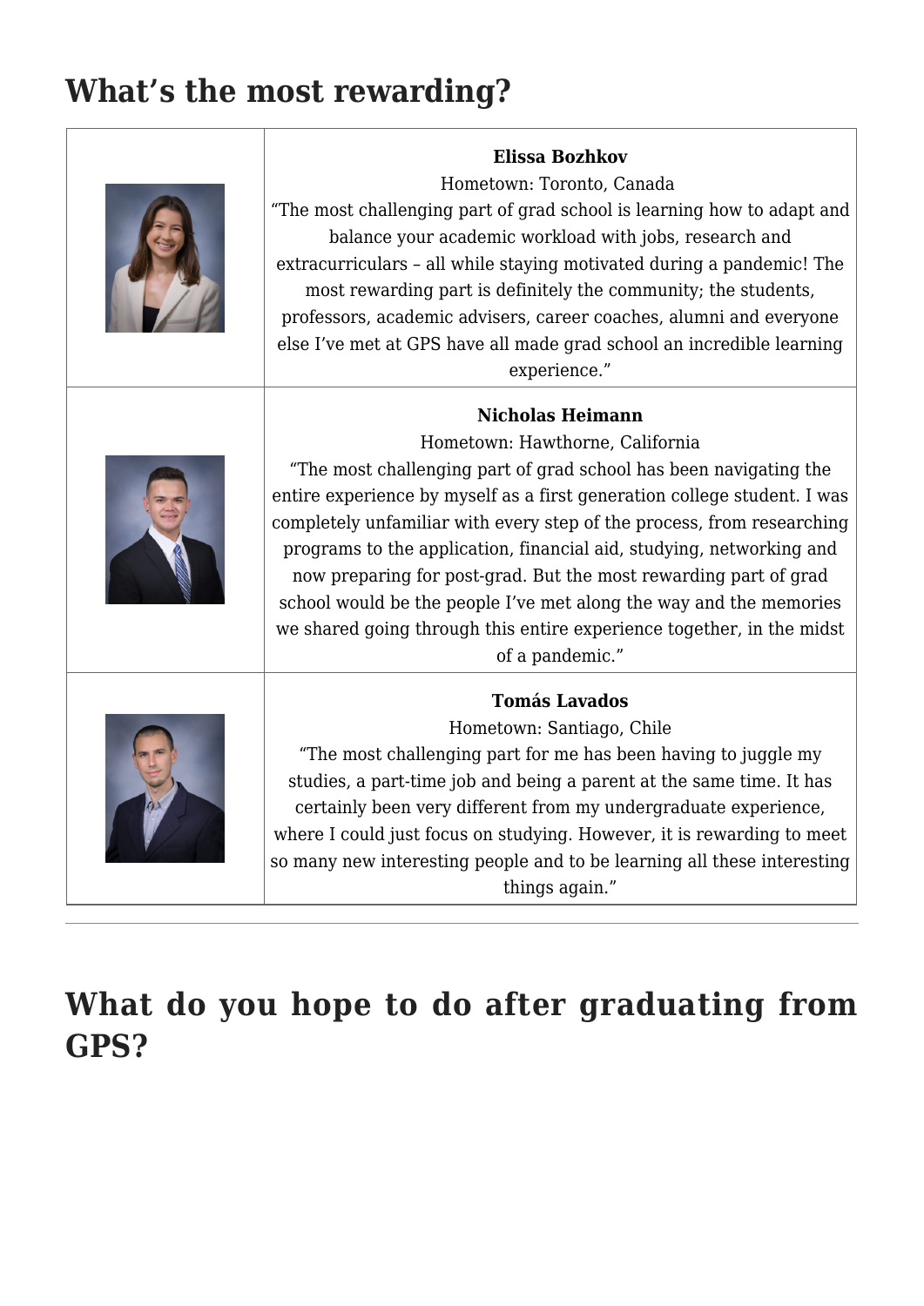## What's the most rewarding?

| | |
|---|---|
| | **Elissa Bozhkov**<br>Hometown: Toronto, Canada<br>"The most challenging part of grad school is learning how to adapt and balance your academic workload with jobs, research and extracurriculars – all while staying motivated during a pandemic! The most rewarding part is definitely the community; the students, professors, academic advisers, career coaches, alumni and everyone else I've met at GPS have all made grad school an incredible learning experience." |
| | **Nicholas Heimann**<br>Hometown: Hawthorne, California<br>"The most challenging part of grad school has been navigating the entire experience by myself as a first generation college student. I was completely unfamiliar with every step of the process, from researching programs to the application, financial aid, studying, networking and now preparing for post-grad. But the most rewarding part of grad school would be the people I've met along the way and the memories we shared going through this entire experience together, in the midst of a pandemic." |
| | **Tomás Lavados**<br>Hometown: Santiago, Chile<br>"The most challenging part for me has been having to juggle my studies, a part-time job and being a parent at the same time. It has certainly been very different from my undergraduate experience, where I could just focus on studying. However, it is rewarding to meet so many new interesting people and to be learning all these interesting things again." |

---

## What do you hope to do after graduating from GPS?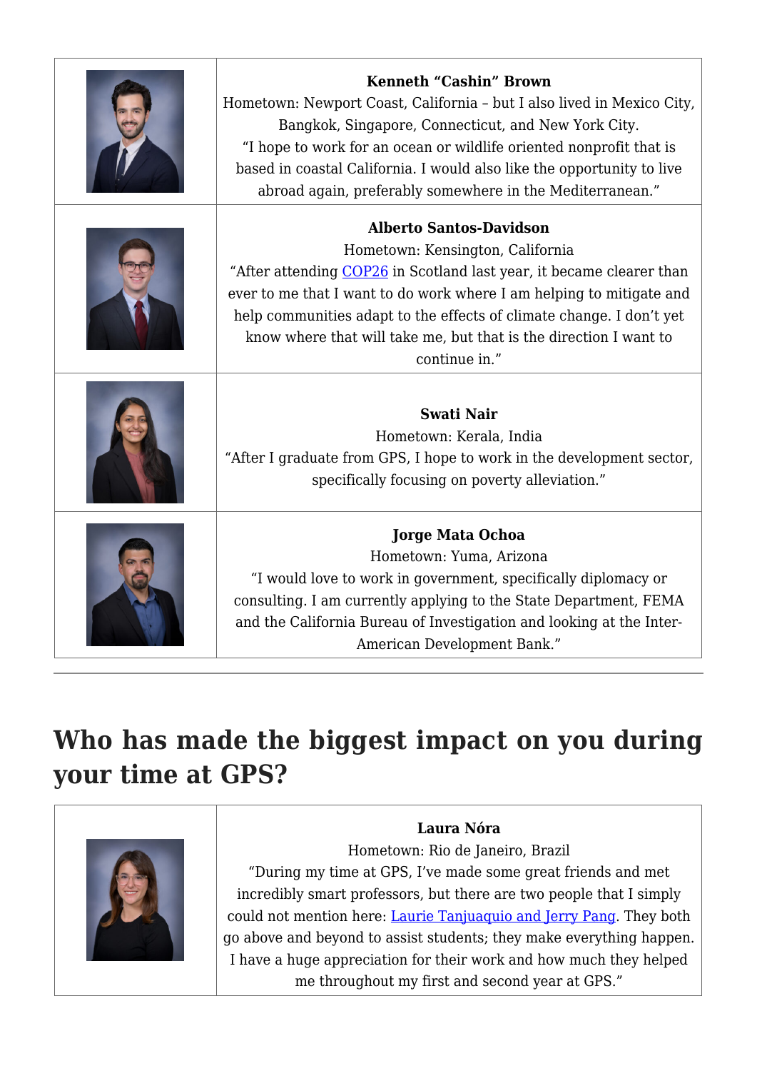| | |
|---|---|
| | **Kenneth "Cashin" Brown**<br>Hometown: Newport Coast, California – but I also lived in Mexico City, Bangkok, Singapore, Connecticut, and New York City.<br>"I hope to work for an ocean or wildlife oriented nonprofit that is based in coastal California. I would also like the opportunity to live abroad again, preferably somewhere in the Mediterranean." |
| | **Alberto Santos-Davidson**<br>Hometown: Kensington, California<br>"After attending COP26 in Scotland last year, it became clearer than ever to me that I want to do work where I am helping to mitigate and help communities adapt to the effects of climate change. I don't yet know where that will take me, but that is the direction I want to continue in." |
| | **Swati Nair**<br>Hometown: Kerala, India<br>"After I graduate from GPS, I hope to work in the development sector, specifically focusing on poverty alleviation." |
| | **Jorge Mata Ochoa**<br>Hometown: Yuma, Arizona<br>"I would love to work in government, specifically diplomacy or consulting. I am currently applying to the State Department, FEMA and the California Bureau of Investigation and looking at the Inter-American Development Bank." |

## Who has made the biggest impact on you during your time at GPS?

| | |
|---|---|
| | **Laura Nóra**<br>Hometown: Rio de Janeiro, Brazil<br>"During my time at GPS, I've made some great friends and met incredibly smart professors, but there are two people that I simply could not mention here: Laurie Tanjuaquio and Jerry Pang. They both go above and beyond to assist students; they make everything happen. I have a huge appreciation for their work and how much they helped me throughout my first and second year at GPS." |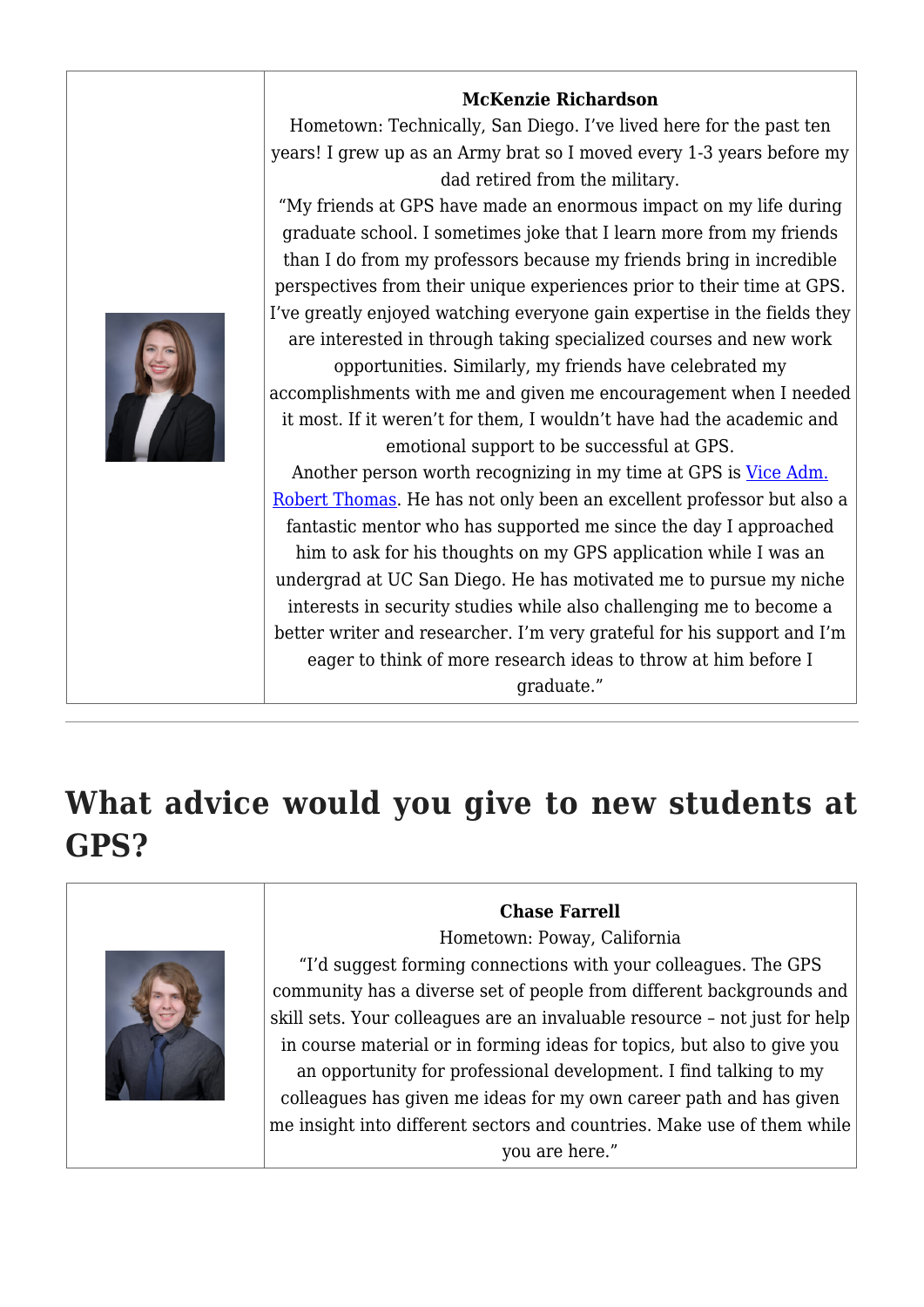**McKenzie Richardson**

Hometown: Technically, San Diego. I've lived here for the past ten years! I grew up as an Army brat so I moved every 1-3 years before my dad retired from the military.

"My friends at GPS have made an enormous impact on my life during graduate school. I sometimes joke that I learn more from my friends than I do from my professors because my friends bring in incredible perspectives from their unique experiences prior to their time at GPS. I've greatly enjoyed watching everyone gain expertise in the fields they are interested in through taking specialized courses and new work opportunities. Similarly, my friends have celebrated my accomplishments with me and given me encouragement when I needed it most. If it weren't for them, I wouldn't have had the academic and emotional support to be successful at GPS.

Another person worth recognizing in my time at GPS is Vice Adm. Robert Thomas. He has not only been an excellent professor but also a fantastic mentor who has supported me since the day I approached him to ask for his thoughts on my GPS application while I was an undergrad at UC San Diego. He has motivated me to pursue my niche interests in security studies while also challenging me to become a better writer and researcher. I'm very grateful for his support and I'm eager to think of more research ideas to throw at him before I graduate."

---

## What advice would you give to new students at GPS?

**Chase Farrell**

Hometown: Poway, California

"I'd suggest forming connections with your colleagues. The GPS community has a diverse set of people from different backgrounds and skill sets. Your colleagues are an invaluable resource – not just for help in course material or in forming ideas for topics, but also to give you an opportunity for professional development. I find talking to my colleagues has given me ideas for my own career path and has given me insight into different sectors and countries. Make use of them while you are here."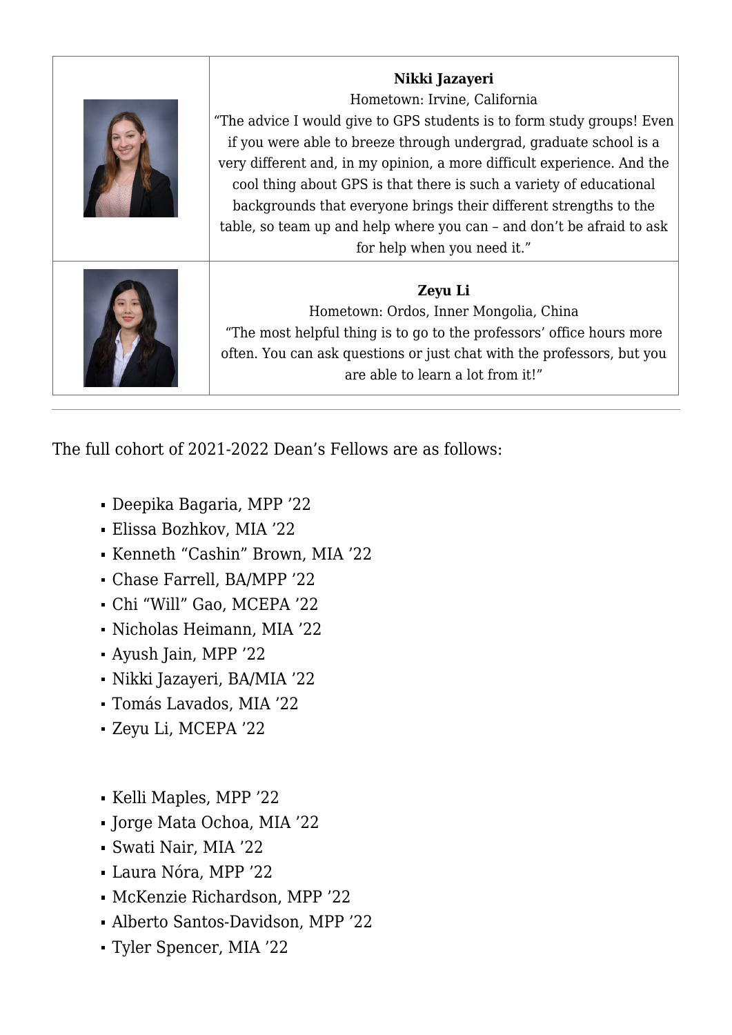| | |
|---|---|
| | **Nikki Jazayeri**<br>Hometown: Irvine, California<br>“The advice I would give to GPS students is to form study groups! Even if you were able to breeze through undergrad, graduate school is a very different and, in my opinion, a more difficult experience. And the cool thing about GPS is that there is such a variety of educational backgrounds that everyone brings their different strengths to the table, so team up and help where you can – and don’t be afraid to ask for help when you need it.” |
| | **Zeyu Li**<br>Hometown: Ordos, Inner Mongolia, China<br>“The most helpful thing is to go to the professors’ office hours more often. You can ask questions or just chat with the professors, but you are able to learn a lot from it!” |

---

The full cohort of 2021-2022 Dean’s Fellows are as follows:

- Deepika Bagaria, MPP ’22
- Elissa Bozhkov, MIA ’22
- Kenneth “Cashin” Brown, MIA ’22
- Chase Farrell, BA/MPP ’22
- Chi “Will” Gao, MCEPA ’22
- Nicholas Heimann, MIA ’22
- Ayush Jain, MPP ’22
- Nikki Jazayeri, BA/MIA ’22
- Tomás Lavados, MIA ’22
- Zeyu Li, MCEPA ’22

- Kelli Maples, MPP ’22
- Jorge Mata Ochoa, MIA ’22
- Swati Nair, MIA ’22
- Laura Nóra, MPP ’22
- McKenzie Richardson, MPP ’22
- Alberto Santos-Davidson, MPP ’22
- Tyler Spencer, MIA ’22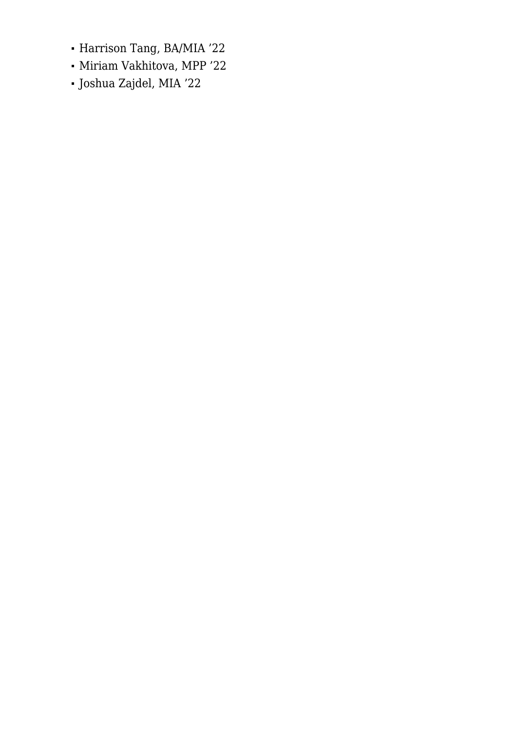- Harrison Tang, BA/MIA ’22
- Miriam Vakhitova, MPP ’22
- Joshua Zajdel, MIA ’22